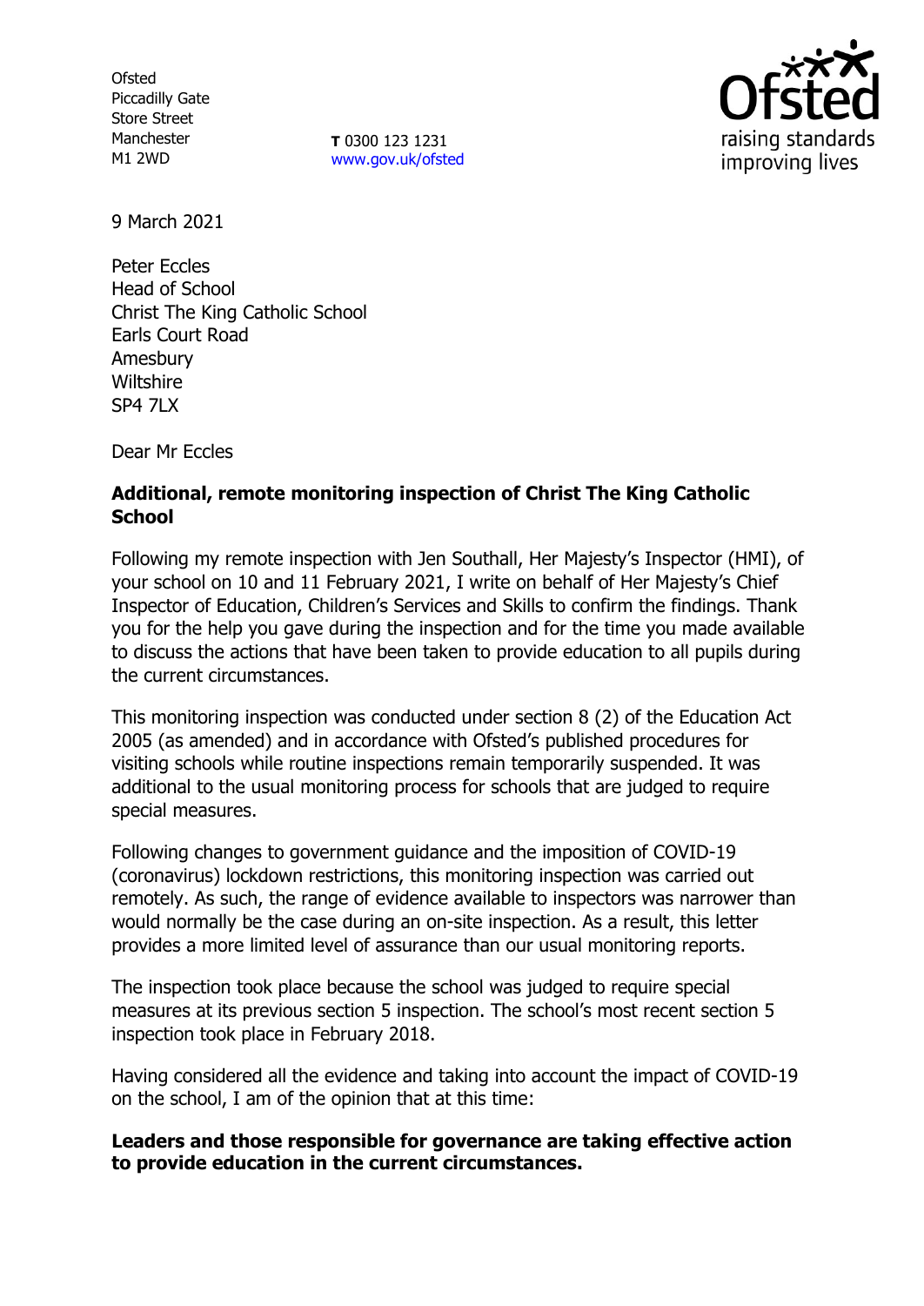Ofsted
Piccadilly Gate
Store Street
Manchester
M1 2WD

**T** 0300 123 1231
www.gov.uk/ofsted

raising standards
improving lives

9 March 2021

Peter Eccles
Head of School
Christ The King Catholic School
Earls Court Road
Amesbury
Wiltshire
SP4 7LX

Dear Mr Eccles

**Additional, remote monitoring inspection of Christ The King Catholic School**

Following my remote inspection with Jen Southall, Her Majesty's Inspector (HMI), of your school on 10 and 11 February 2021, I write on behalf of Her Majesty's Chief Inspector of Education, Children's Services and Skills to confirm the findings. Thank you for the help you gave during the inspection and for the time you made available to discuss the actions that have been taken to provide education to all pupils during the current circumstances.

This monitoring inspection was conducted under section 8 (2) of the Education Act 2005 (as amended) and in accordance with Ofsted's published procedures for visiting schools while routine inspections remain temporarily suspended. It was additional to the usual monitoring process for schools that are judged to require special measures.

Following changes to government guidance and the imposition of COVID-19 (coronavirus) lockdown restrictions, this monitoring inspection was carried out remotely. As such, the range of evidence available to inspectors was narrower than would normally be the case during an on-site inspection. As a result, this letter provides a more limited level of assurance than our usual monitoring reports.

The inspection took place because the school was judged to require special measures at its previous section 5 inspection. The school's most recent section 5 inspection took place in February 2018.

Having considered all the evidence and taking into account the impact of COVID-19 on the school, I am of the opinion that at this time:

**Leaders and those responsible for governance are taking effective action to provide education in the current circumstances.**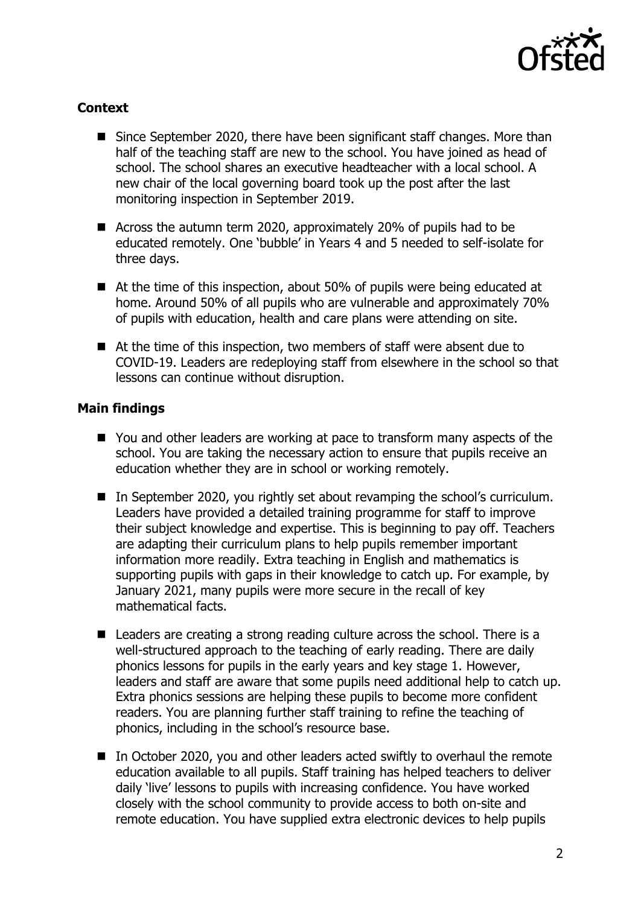## Context

- Since September 2020, there have been significant staff changes. More than half of the teaching staff are new to the school. You have joined as head of school. The school shares an executive headteacher with a local school. A new chair of the local governing board took up the post after the last monitoring inspection in September 2019.
- Across the autumn term 2020, approximately 20% of pupils had to be educated remotely. One 'bubble' in Years 4 and 5 needed to self-isolate for three days.
- At the time of this inspection, about 50% of pupils were being educated at home. Around 50% of all pupils who are vulnerable and approximately 70% of pupils with education, health and care plans were attending on site.
- At the time of this inspection, two members of staff were absent due to COVID-19. Leaders are redeploying staff from elsewhere in the school so that lessons can continue without disruption.

## Main findings

- You and other leaders are working at pace to transform many aspects of the school. You are taking the necessary action to ensure that pupils receive an education whether they are in school or working remotely.
- In September 2020, you rightly set about revamping the school's curriculum. Leaders have provided a detailed training programme for staff to improve their subject knowledge and expertise. This is beginning to pay off. Teachers are adapting their curriculum plans to help pupils remember important information more readily. Extra teaching in English and mathematics is supporting pupils with gaps in their knowledge to catch up. For example, by January 2021, many pupils were more secure in the recall of key mathematical facts.
- Leaders are creating a strong reading culture across the school. There is a well-structured approach to the teaching of early reading. There are daily phonics lessons for pupils in the early years and key stage 1. However, leaders and staff are aware that some pupils need additional help to catch up. Extra phonics sessions are helping these pupils to become more confident readers. You are planning further staff training to refine the teaching of phonics, including in the school's resource base.
- In October 2020, you and other leaders acted swiftly to overhaul the remote education available to all pupils. Staff training has helped teachers to deliver daily 'live' lessons to pupils with increasing confidence. You have worked closely with the school community to provide access to both on-site and remote education. You have supplied extra electronic devices to help pupils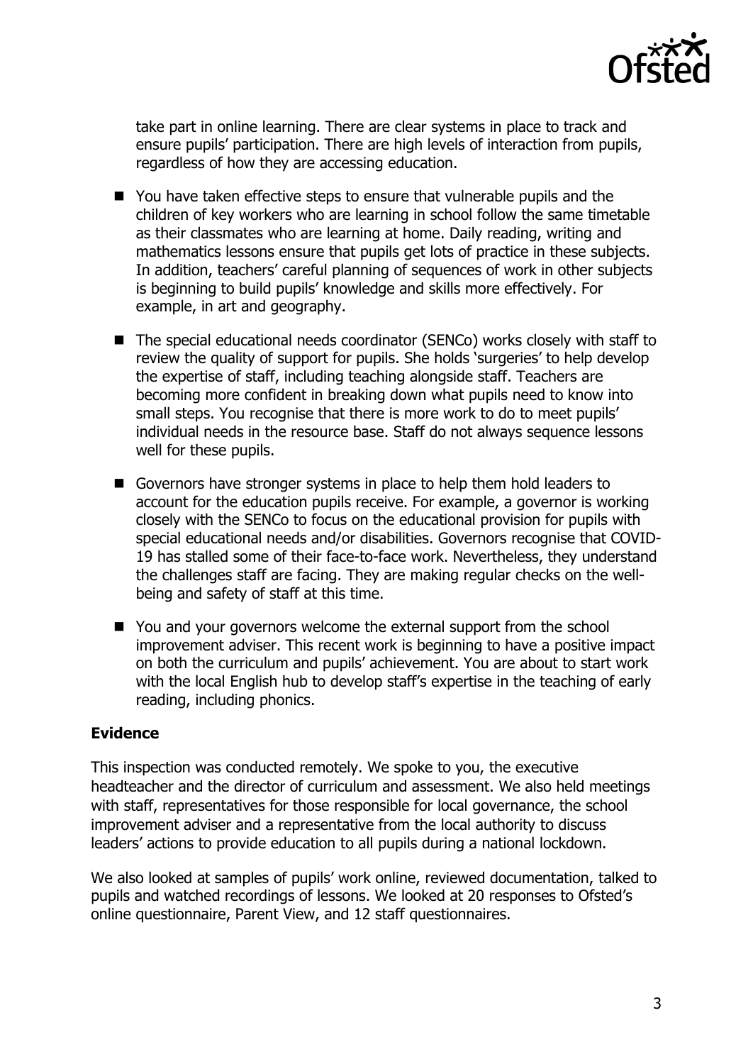take part in online learning. There are clear systems in place to track and ensure pupils' participation. There are high levels of interaction from pupils, regardless of how they are accessing education.

- You have taken effective steps to ensure that vulnerable pupils and the children of key workers who are learning in school follow the same timetable as their classmates who are learning at home. Daily reading, writing and mathematics lessons ensure that pupils get lots of practice in these subjects. In addition, teachers' careful planning of sequences of work in other subjects is beginning to build pupils' knowledge and skills more effectively. For example, in art and geography.
- The special educational needs coordinator (SENCo) works closely with staff to review the quality of support for pupils. She holds 'surgeries' to help develop the expertise of staff, including teaching alongside staff. Teachers are becoming more confident in breaking down what pupils need to know into small steps. You recognise that there is more work to do to meet pupils' individual needs in the resource base. Staff do not always sequence lessons well for these pupils.
- Governors have stronger systems in place to help them hold leaders to account for the education pupils receive. For example, a governor is working closely with the SENCo to focus on the educational provision for pupils with special educational needs and/or disabilities. Governors recognise that COVID-19 has stalled some of their face-to-face work. Nevertheless, they understand the challenges staff are facing. They are making regular checks on the well-being and safety of staff at this time.
- You and your governors welcome the external support from the school improvement adviser. This recent work is beginning to have a positive impact on both the curriculum and pupils' achievement. You are about to start work with the local English hub to develop staff's expertise in the teaching of early reading, including phonics.

**Evidence**

This inspection was conducted remotely. We spoke to you, the executive headteacher and the director of curriculum and assessment. We also held meetings with staff, representatives for those responsible for local governance, the school improvement adviser and a representative from the local authority to discuss leaders' actions to provide education to all pupils during a national lockdown.

We also looked at samples of pupils' work online, reviewed documentation, talked to pupils and watched recordings of lessons. We looked at 20 responses to Ofsted's online questionnaire, Parent View, and 12 staff questionnaires.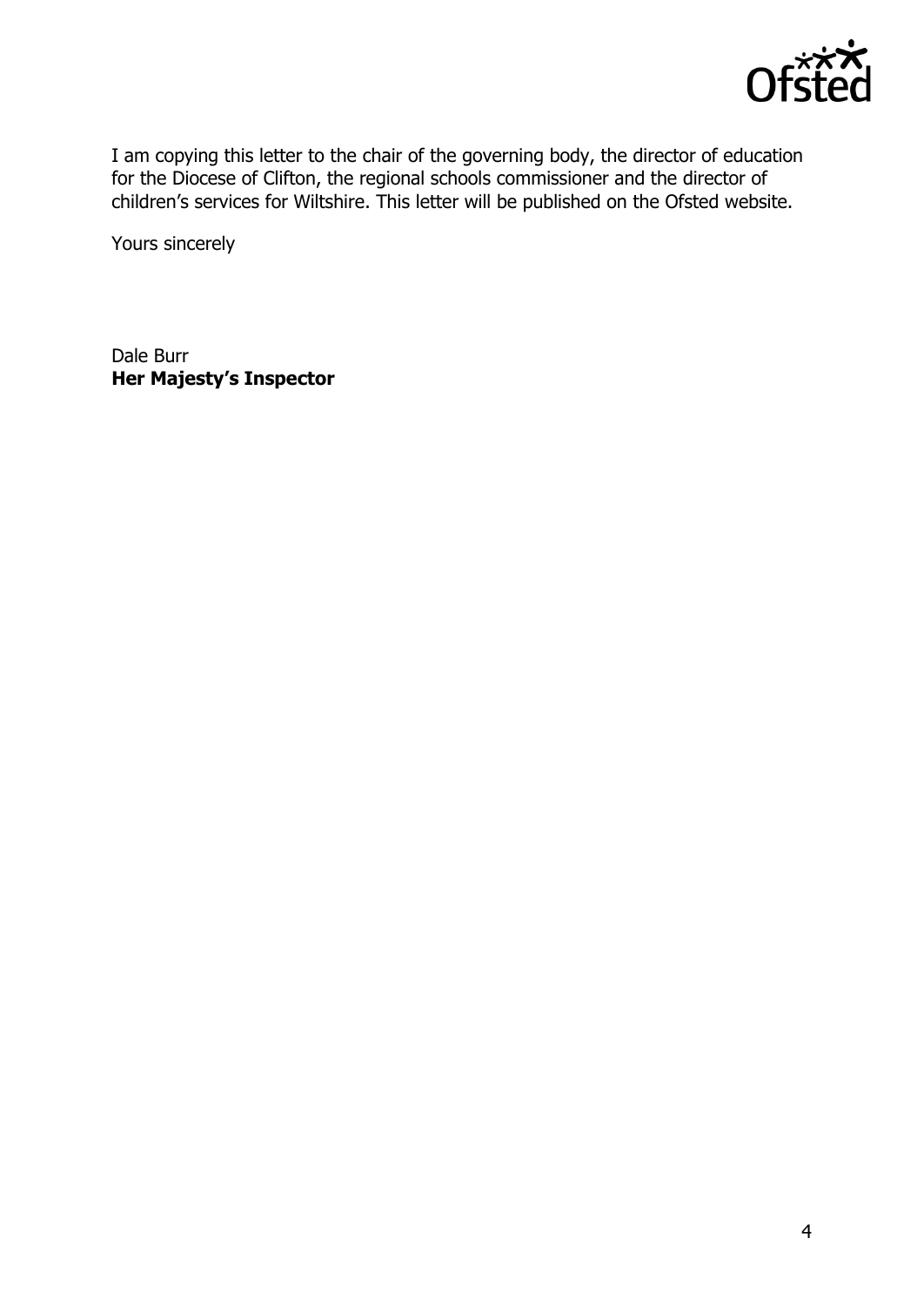I am copying this letter to the chair of the governing body, the director of education for the Diocese of Clifton, the regional schools commissioner and the director of children's services for Wiltshire. This letter will be published on the Ofsted website.

Yours sincerely

Dale Burr
**Her Majesty's Inspector**